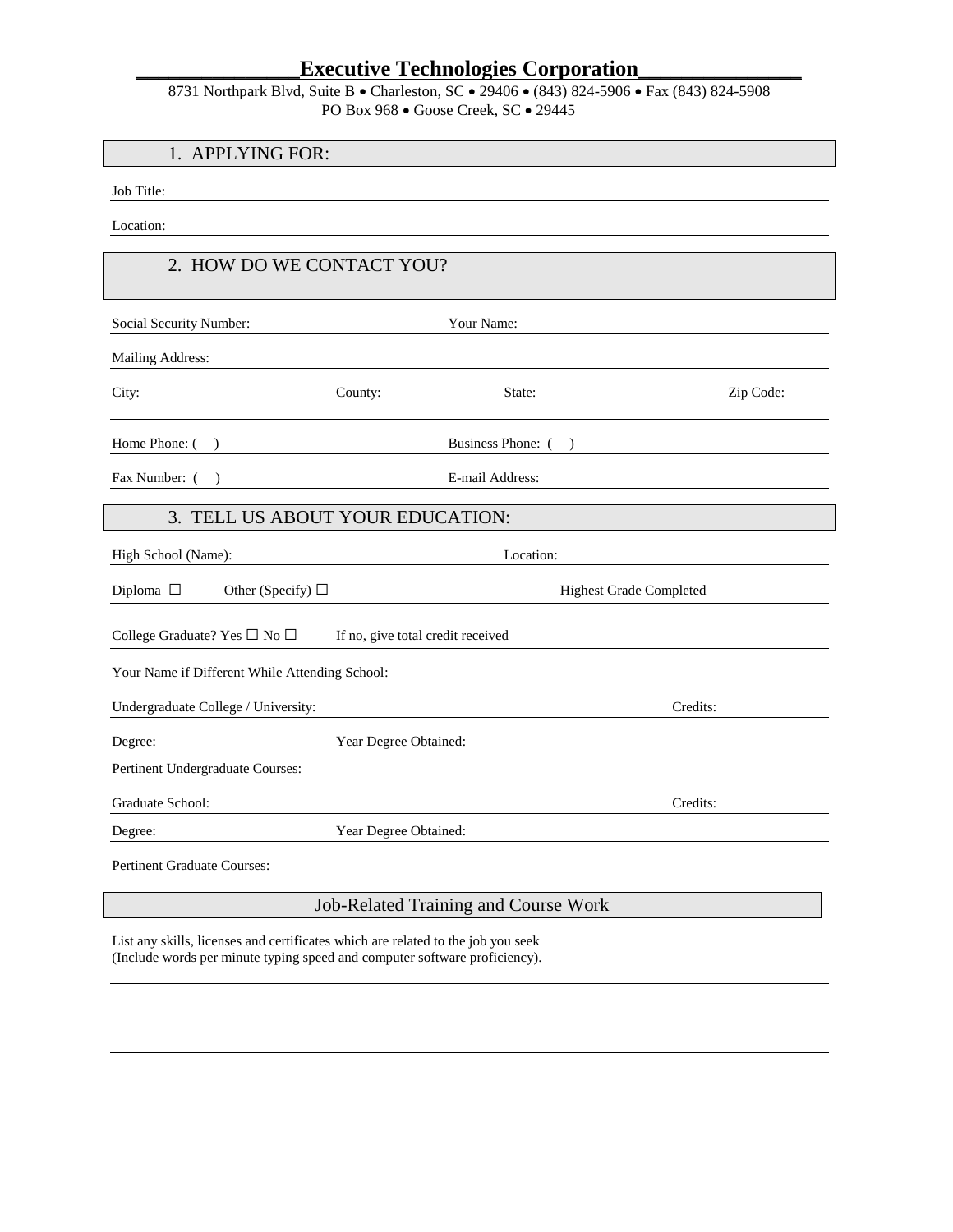# Executive Technologies Corporation

8731 Northpark Blvd, Suite B • Charleston, SC • 29406 • (843) 824-5906 • Fax (843) 824-5908
PO Box 968 • Goose Creek, SC • 29445

## 1. APPLYING FOR:

Job Title:

Location:

## 2. HOW DO WE CONTACT YOU?

Social Security Number: Your Name:

Mailing Address:

City: County: State: Zip Code:

Home Phone: ( ) Business Phone: ( )

Fax Number: ( ) E-mail Address:

## 3. TELL US ABOUT YOUR EDUCATION:

High School (Name): Location:

Diploma ☐ Other (Specify) ☐ Highest Grade Completed

College Graduate? Yes ☐ No ☐ If no, give total credit received

Your Name if Different While Attending School:

Undergraduate College / University: Credits:

Degree: Year Degree Obtained:

Pertinent Undergraduate Courses:

Graduate School: Credits:

Degree: Year Degree Obtained:

Pertinent Graduate Courses:

## Job-Related Training and Course Work

List any skills, licenses and certificates which are related to the job you seek
(Include words per minute typing speed and computer software proficiency).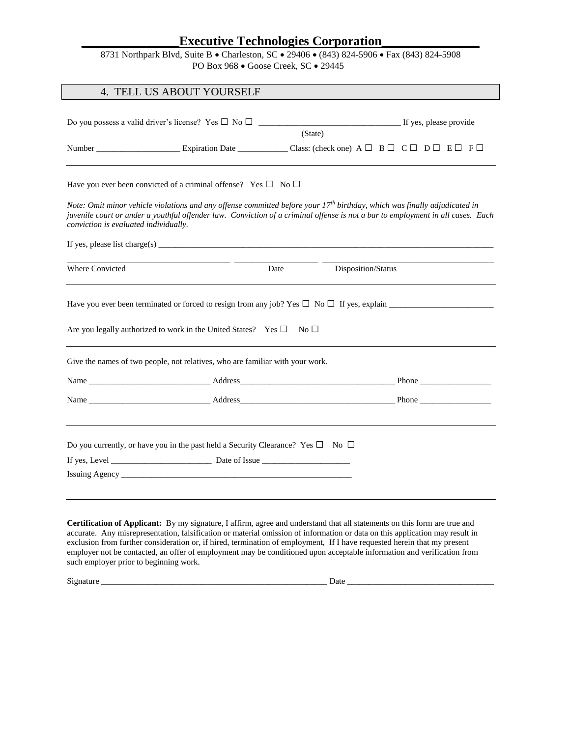# Executive Technologies Corporation

8731 Northpark Blvd, Suite B • Charleston, SC • 29406 • (843) 824-5906 • Fax (843) 824-5908
PO Box 968 • Goose Creek, SC • 29445

## 4. TELL US ABOUT YOURSELF

Do you possess a valid driver's license? Yes ☐ No ☐ ________________________________ If yes, please provide
(State)

Number ___________________ Expiration Date ___________ Class: (check one) A ☐ B ☐ C ☐ D ☐ E ☐ F ☐

---

Have you ever been convicted of a criminal offense? Yes ☐ No ☐

*Note: Omit minor vehicle violations and any offense committed before your 17th birthday, which was finally adjudicated in juvenile court or under a youthful offender law. Conviction of a criminal offense is not a bar to employment in all cases. Each conviction is evaluated individually.*

If yes, please list charge(s) ____________________________________________________________________________

____________________________________ ___________________ ________________________________________
Where Convicted Date Disposition/Status

---

Have you ever been terminated or forced to resign from any job? Yes ☐ No ☐ If yes, explain ________________________

Are you legally authorized to work in the United States? Yes ☐ No ☐

---

Give the names of two people, not relatives, who are familiar with your work.

Name ____________________________ Address____________________________________ Phone _________________

Name ____________________________ Address____________________________________ Phone _________________

---

Do you currently, or have you in the past held a Security Clearance? Yes ☐ No ☐

If yes, Level _______________________ Date of Issue ____________________

Issuing Agency ________________________________________________________

---

**Certification of Applicant:** By my signature, I affirm, agree and understand that all statements on this form are true and accurate. Any misrepresentation, falsification or material omission of information or data on this application may result in exclusion from further consideration or, if hired, termination of employment, If I have requested herein that my present employer not be contacted, an offer of employment may be conditioned upon acceptable information and verification from such employer prior to beginning work.

Signature ______________________________________________________ Date _________________________________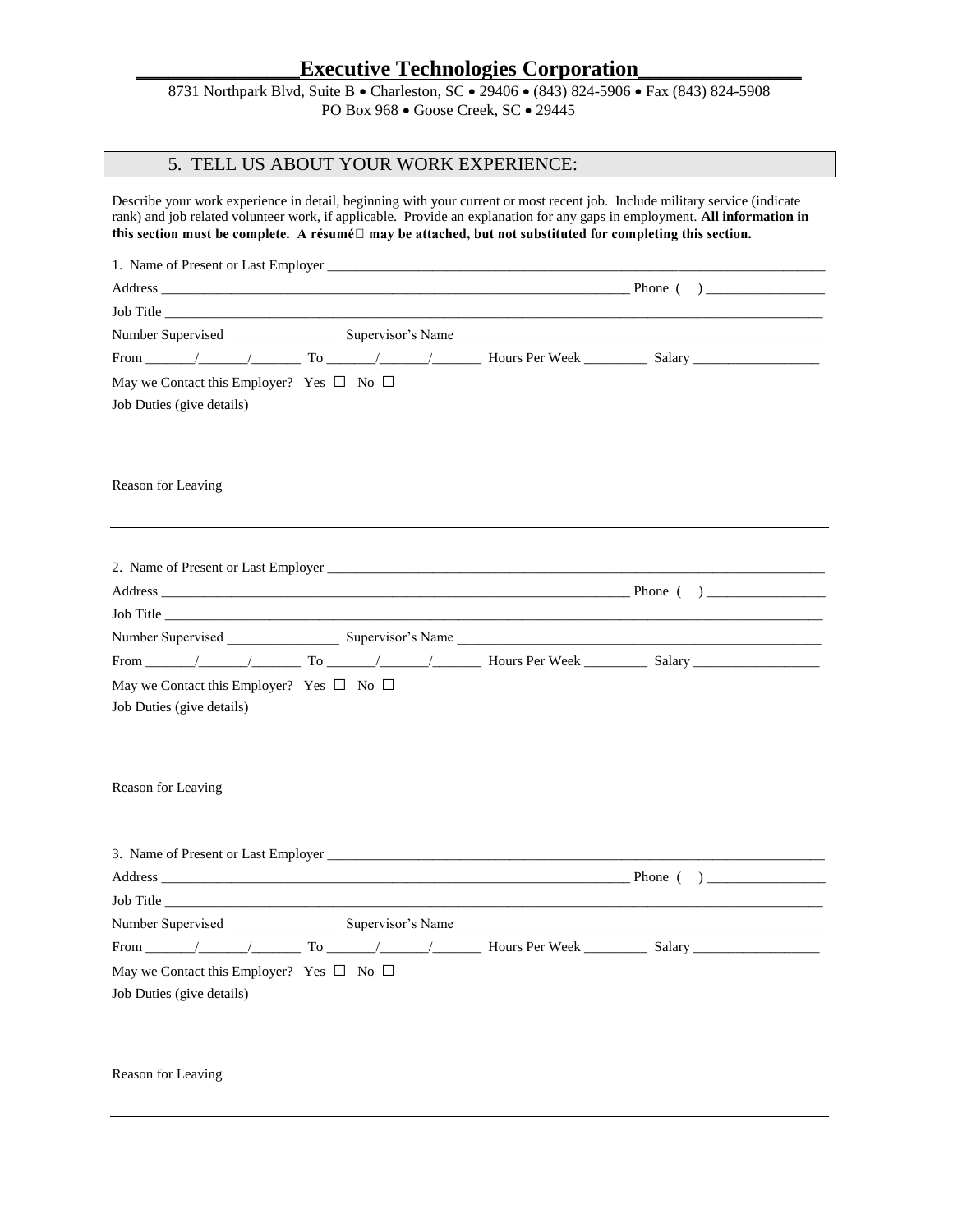# Executive Technologies Corporation

8731 Northpark Blvd, Suite B • Charleston, SC • 29406 • (843) 824-5906 • Fax (843) 824-5908
PO Box 968 • Goose Creek, SC • 29445

## 5. TELL US ABOUT YOUR WORK EXPERIENCE:

Describe your work experience in detail, beginning with your current or most recent job. Include military service (indicate rank) and job related volunteer work, if applicable. Provide an explanation for any gaps in employment. **All information in this section must be complete. A résumé may be attached, but not substituted for completing this section.**

1. Name of Present or Last Employer ___________________________________________

Address ___________________________________________ Phone (    ) _______________

Job Title ___________________________________________

Number Supervised _______________ Supervisor's Name ___________________________

From ______/______/______ To ______/______/______ Hours Per Week ________ Salary _______________

May we Contact this Employer? Yes ☐ No ☐

Job Duties (give details)

Reason for Leaving

---

2. Name of Present or Last Employer ___________________________________________

Address ___________________________________________ Phone (    ) _______________

Job Title ___________________________________________

Number Supervised _______________ Supervisor's Name ___________________________

From ______/______/______ To ______/______/______ Hours Per Week ________ Salary _______________

May we Contact this Employer? Yes ☐ No ☐

Job Duties (give details)

Reason for Leaving

---

3. Name of Present or Last Employer ___________________________________________

Address ___________________________________________ Phone (    ) _______________

Job Title ___________________________________________

Number Supervised _______________ Supervisor's Name ___________________________

From ______/______/______ To ______/______/______ Hours Per Week ________ Salary _______________

May we Contact this Employer? Yes ☐ No ☐

Job Duties (give details)

Reason for Leaving

---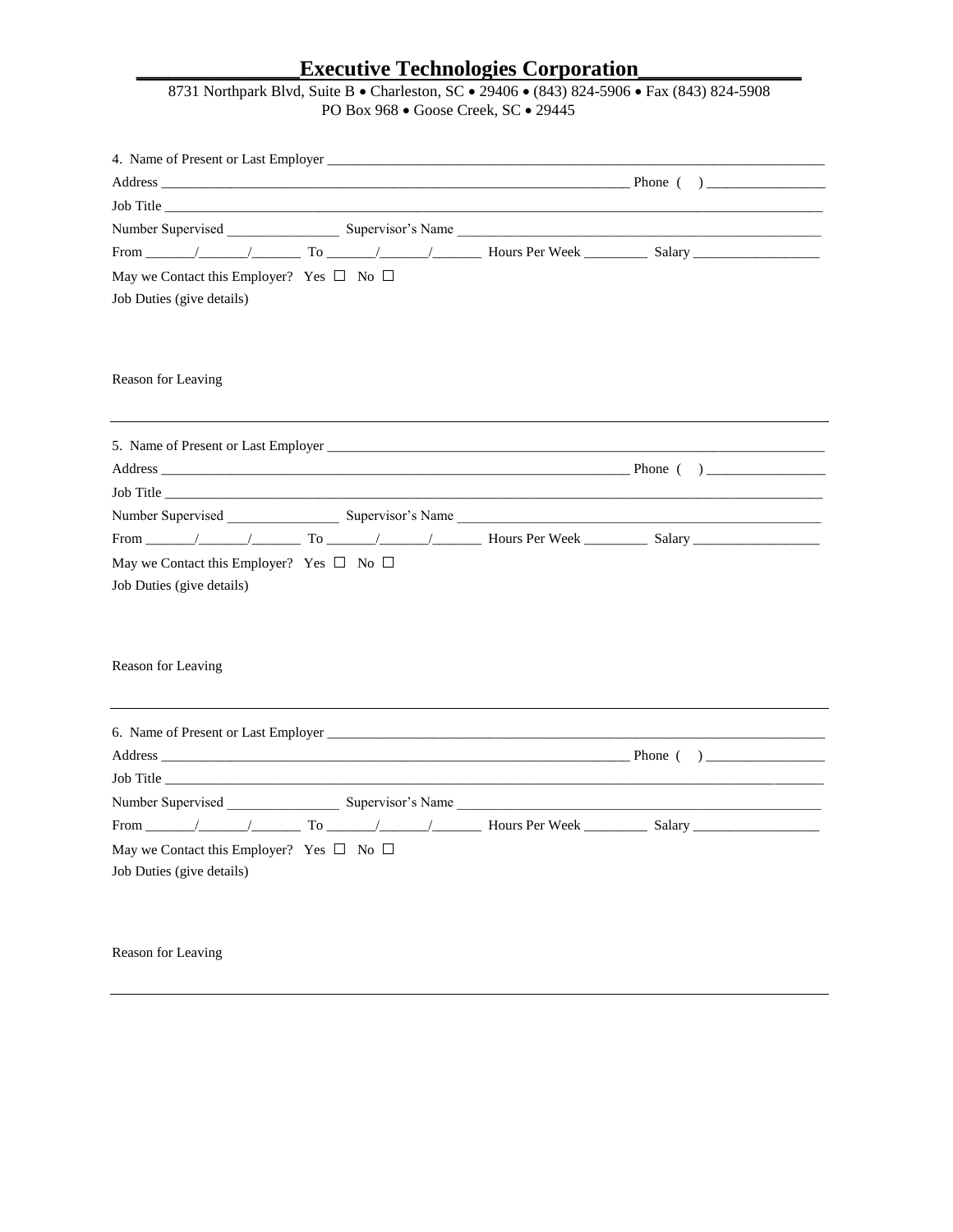# Executive Technologies Corporation

8731 Northpark Blvd, Suite B • Charleston, SC • 29406 • (843) 824-5906 • Fax (843) 824-5908
PO Box 968 • Goose Creek, SC • 29445

4. Name of Present or Last Employer ______________________________________________

Address ______________________________________________ Phone ( ) ______________

Job Title ______________________________________________

Number Supervised ______________ Supervisor's Name ______________________________

From ______/______/______ To ______/______/______ Hours Per Week ________ Salary ______________

May we Contact this Employer? Yes ☐ No ☐

Job Duties (give details)

Reason for Leaving

---

5. Name of Present or Last Employer ______________________________________________

Address ______________________________________________ Phone ( ) ______________

Job Title ______________________________________________

Number Supervised ______________ Supervisor's Name ______________________________

From ______/______/______ To ______/______/______ Hours Per Week ________ Salary ______________

May we Contact this Employer? Yes ☐ No ☐

Job Duties (give details)

Reason for Leaving

---

6. Name of Present or Last Employer ______________________________________________

Address ______________________________________________ Phone ( ) ______________

Job Title ______________________________________________

Number Supervised ______________ Supervisor's Name ______________________________

From ______/______/______ To ______/______/______ Hours Per Week ________ Salary ______________

May we Contact this Employer? Yes ☐ No ☐

Job Duties (give details)

Reason for Leaving

---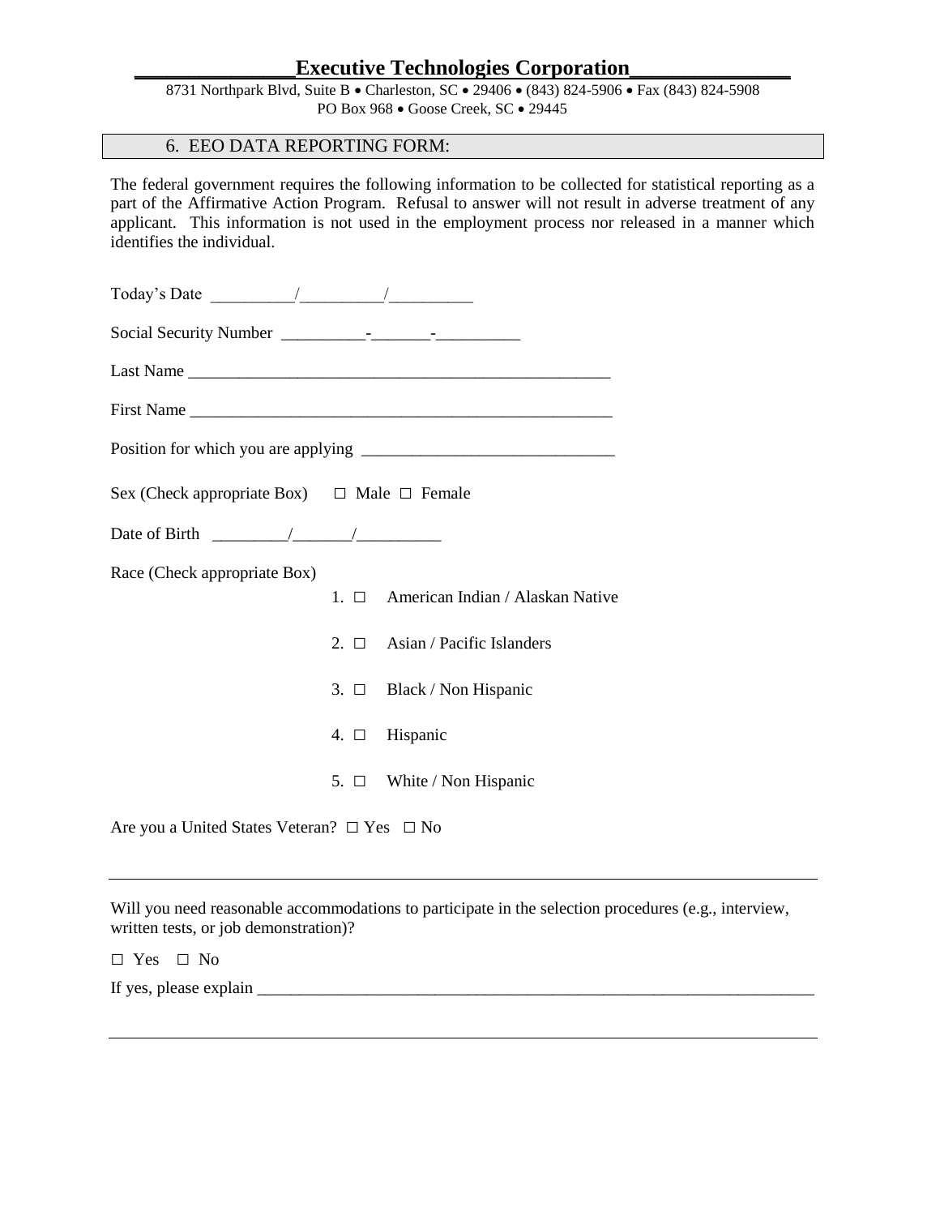# Executive Technologies Corporation

8731 Northpark Blvd, Suite B • Charleston, SC • 29406 • (843) 824-5906 • Fax (843) 824-5908
PO Box 968 • Goose Creek, SC • 29445

## 6. EEO DATA REPORTING FORM:

The federal government requires the following information to be collected for statistical reporting as a part of the Affirmative Action Program. Refusal to answer will not result in adverse treatment of any applicant. This information is not used in the employment process nor released in a manner which identifies the individual.

Today's Date __________/__________/__________

Social Security Number __________-_______-__________

Last Name ____________________________________________________

First Name ____________________________________________________

Position for which you are applying ______________________________

Sex (Check appropriate Box) ☐ Male ☐ Female

Date of Birth _________/_______/__________

Race (Check appropriate Box)

1. ☐ American Indian / Alaskan Native
2. ☐ Asian / Pacific Islanders
3. ☐ Black / Non Hispanic
4. ☐ Hispanic
5. ☐ White / Non Hispanic

Are you a United States Veteran? ☐ Yes ☐ No

---

Will you need reasonable accommodations to participate in the selection procedures (e.g., interview, written tests, or job demonstration)?

☐ Yes ☐ No

If yes, please explain ____________________________________________________________________

---